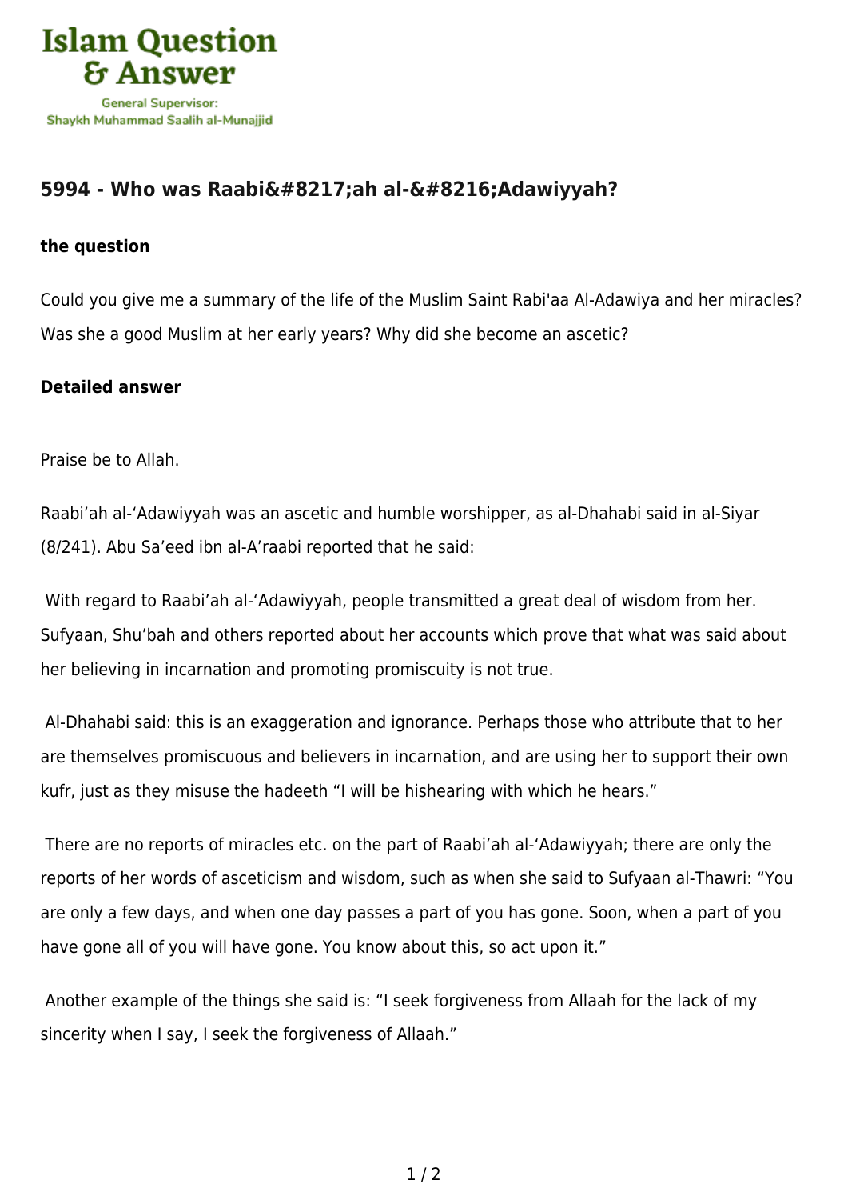# Islam Question & Answer

General Supervisor: Shaykh Muhammad Saalih al-Munajjid

## 5994 - Who was Raabi&#8217;ah al-&#8216;Adawiyyah?

### the question

Could you give me a summary of the life of the Muslim Saint Rabi'aa Al-Adawiya and her miracles? Was she a good Muslim at her early years? Why did she become an ascetic?

### Detailed answer

Praise be to Allah.

Raabi'ah al-'Adawiyyah was an ascetic and humble worshipper, as al-Dhahabi said in al-Siyar (8/241). Abu Sa'eed ibn al-A'raabi reported that he said:

With regard to Raabi'ah al-'Adawiyyah, people transmitted a great deal of wisdom from her. Sufyaan, Shu'bah and others reported about her accounts which prove that what was said about her believing in incarnation and promoting promiscuity is not true.

Al-Dhahabi said: this is an exaggeration and ignorance. Perhaps those who attribute that to her are themselves promiscuous and believers in incarnation, and are using her to support their own kufr, just as they misuse the hadeeth "I will be hishearing with which he hears."

There are no reports of miracles etc. on the part of Raabi'ah al-'Adawiyyah; there are only the reports of her words of asceticism and wisdom, such as when she said to Sufyaan al-Thawri: "You are only a few days, and when one day passes a part of you has gone. Soon, when a part of you have gone all of you will have gone. You know about this, so act upon it."

Another example of the things she said is: "I seek forgiveness from Allaah for the lack of my sincerity when I say, I seek the forgiveness of Allaah."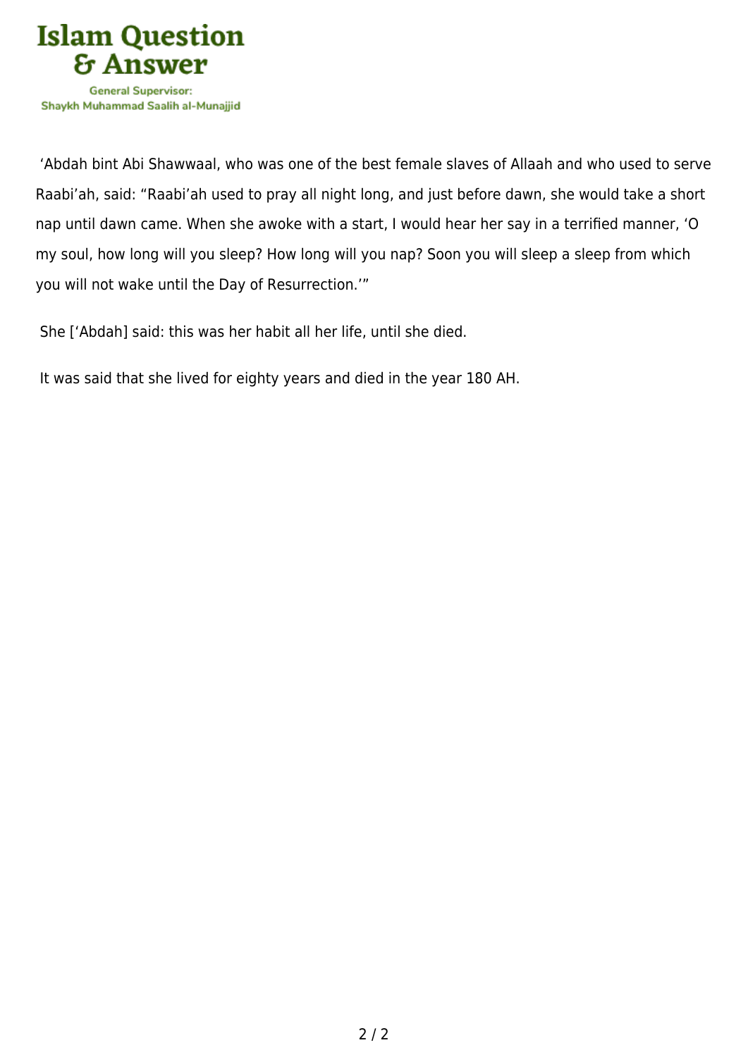‘Abdah bint Abi Shawwaal, who was one of the best female slaves of Allaah and who used to serve Raabi’ah, said: “Raabi’ah used to pray all night long, and just before dawn, she would take a short nap until dawn came. When she awoke with a start, I would hear her say in a terrified manner, ‘O my soul, how long will you sleep? How long will you nap? Soon you will sleep a sleep from which you will not wake until the Day of Resurrection.’”

She [‘Abdah] said: this was her habit all her life, until she died.

It was said that she lived for eighty years and died in the year 180 AH.